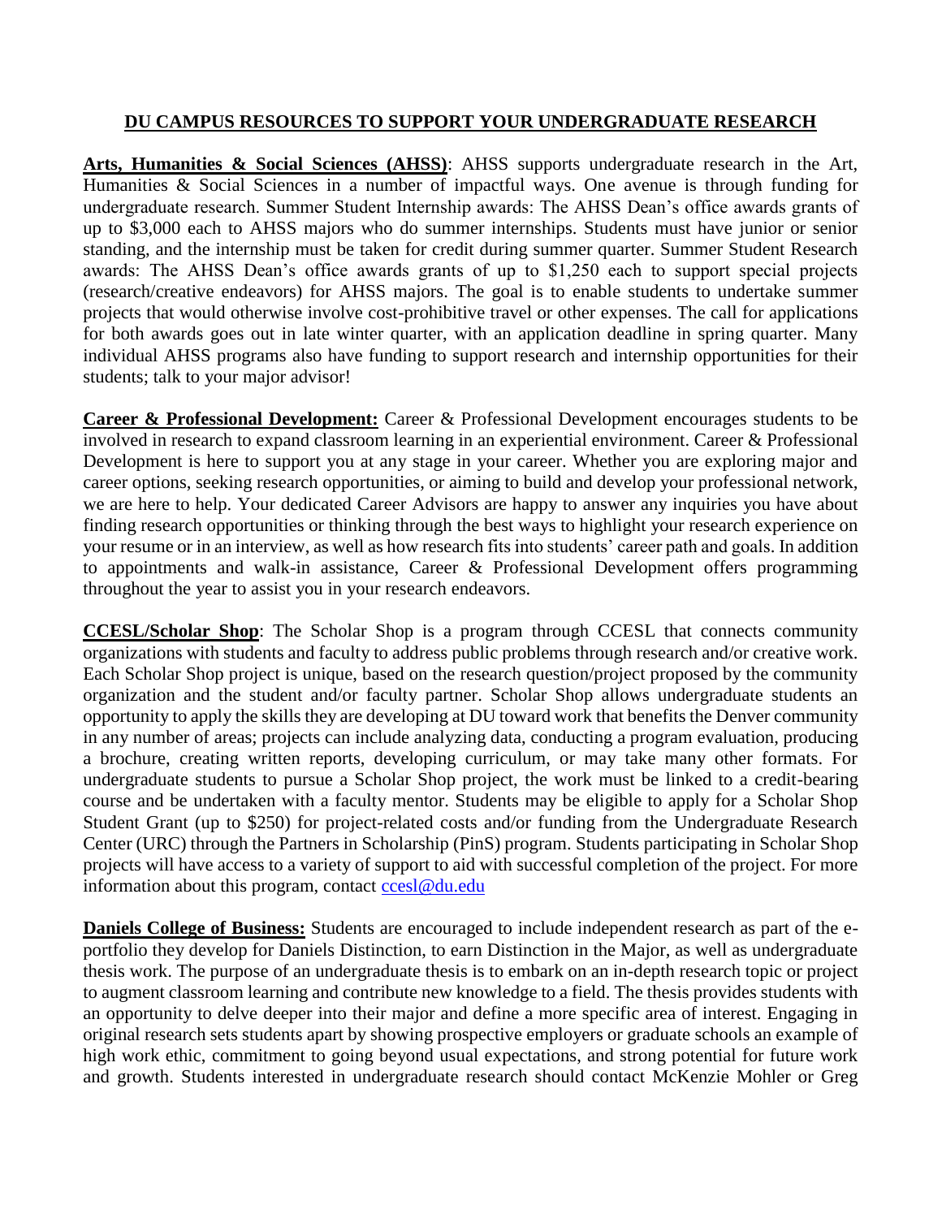# DU CAMPUS RESOURCES TO SUPPORT YOUR UNDERGRADUATE RESEARCH

**Arts, Humanities & Social Sciences (AHSS)**: AHSS supports undergraduate research in the Art, Humanities & Social Sciences in a number of impactful ways. One avenue is through funding for undergraduate research. Summer Student Internship awards: The AHSS Dean's office awards grants of up to $3,000 each to AHSS majors who do summer internships. Students must have junior or senior standing, and the internship must be taken for credit during summer quarter. Summer Student Research awards: The AHSS Dean's office awards grants of up to $1,250 each to support special projects (research/creative endeavors) for AHSS majors. The goal is to enable students to undertake summer projects that would otherwise involve cost-prohibitive travel or other expenses. The call for applications for both awards goes out in late winter quarter, with an application deadline in spring quarter. Many individual AHSS programs also have funding to support research and internship opportunities for their students; talk to your major advisor!

**Career & Professional Development:** Career & Professional Development encourages students to be involved in research to expand classroom learning in an experiential environment. Career & Professional Development is here to support you at any stage in your career. Whether you are exploring major and career options, seeking research opportunities, or aiming to build and develop your professional network, we are here to help. Your dedicated Career Advisors are happy to answer any inquiries you have about finding research opportunities or thinking through the best ways to highlight your research experience on your resume or in an interview, as well as how research fits into students' career path and goals. In addition to appointments and walk-in assistance, Career & Professional Development offers programming throughout the year to assist you in your research endeavors.

**CCESL/Scholar Shop**: The Scholar Shop is a program through CCESL that connects community organizations with students and faculty to address public problems through research and/or creative work. Each Scholar Shop project is unique, based on the research question/project proposed by the community organization and the student and/or faculty partner. Scholar Shop allows undergraduate students an opportunity to apply the skills they are developing at DU toward work that benefits the Denver community in any number of areas; projects can include analyzing data, conducting a program evaluation, producing a brochure, creating written reports, developing curriculum, or may take many other formats. For undergraduate students to pursue a Scholar Shop project, the work must be linked to a credit-bearing course and be undertaken with a faculty mentor. Students may be eligible to apply for a Scholar Shop Student Grant (up to $250) for project-related costs and/or funding from the Undergraduate Research Center (URC) through the Partners in Scholarship (PinS) program. Students participating in Scholar Shop projects will have access to a variety of support to aid with successful completion of the project. For more information about this program, contact ccesl@du.edu

**Daniels College of Business:** Students are encouraged to include independent research as part of the e-portfolio they develop for Daniels Distinction, to earn Distinction in the Major, as well as undergraduate thesis work. The purpose of an undergraduate thesis is to embark on an in-depth research topic or project to augment classroom learning and contribute new knowledge to a field. The thesis provides students with an opportunity to delve deeper into their major and define a more specific area of interest. Engaging in original research sets students apart by showing prospective employers or graduate schools an example of high work ethic, commitment to going beyond usual expectations, and strong potential for future work and growth. Students interested in undergraduate research should contact McKenzie Mohler or Greg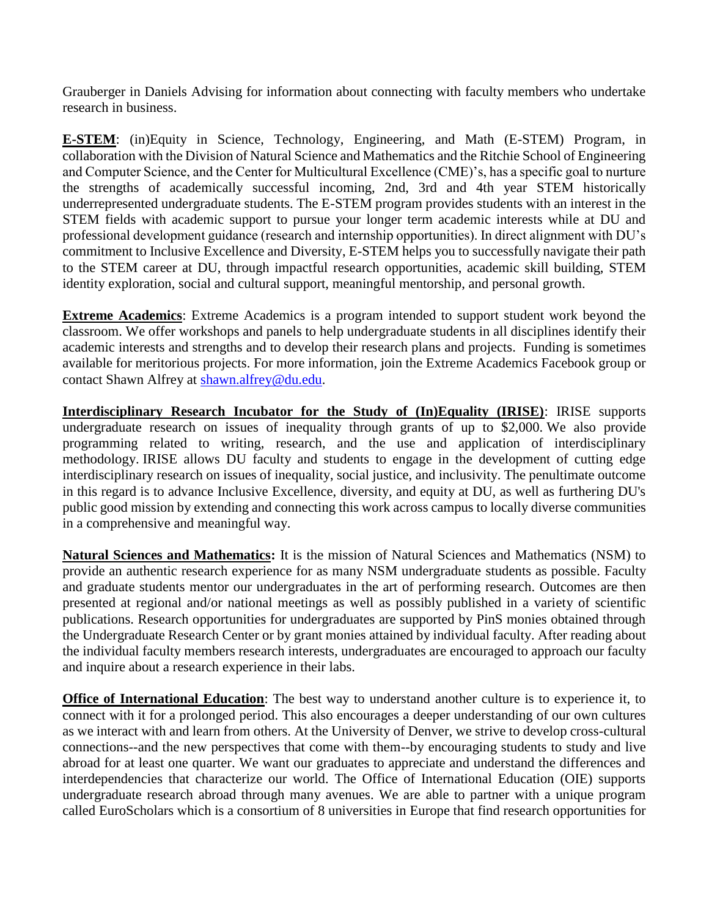Grauberger in Daniels Advising for information about connecting with faculty members who undertake research in business.

**E-STEM**: (in)Equity in Science, Technology, Engineering, and Math (E-STEM) Program, in collaboration with the Division of Natural Science and Mathematics and the Ritchie School of Engineering and Computer Science, and the Center for Multicultural Excellence (CME)'s, has a specific goal to nurture the strengths of academically successful incoming, 2nd, 3rd and 4th year STEM historically underrepresented undergraduate students. The E-STEM program provides students with an interest in the STEM fields with academic support to pursue your longer term academic interests while at DU and professional development guidance (research and internship opportunities). In direct alignment with DU's commitment to Inclusive Excellence and Diversity, E-STEM helps you to successfully navigate their path to the STEM career at DU, through impactful research opportunities, academic skill building, STEM identity exploration, social and cultural support, meaningful mentorship, and personal growth.

**Extreme Academics**: Extreme Academics is a program intended to support student work beyond the classroom. We offer workshops and panels to help undergraduate students in all disciplines identify their academic interests and strengths and to develop their research plans and projects. Funding is sometimes available for meritorious projects. For more information, join the Extreme Academics Facebook group or contact Shawn Alfrey at shawn.alfrey@du.edu.

**Interdisciplinary Research Incubator for the Study of (In)Equality (IRISE)**: IRISE supports undergraduate research on issues of inequality through grants of up to $2,000. We also provide programming related to writing, research, and the use and application of interdisciplinary methodology. IRISE allows DU faculty and students to engage in the development of cutting edge interdisciplinary research on issues of inequality, social justice, and inclusivity. The penultimate outcome in this regard is to advance Inclusive Excellence, diversity, and equity at DU, as well as furthering DU's public good mission by extending and connecting this work across campus to locally diverse communities in a comprehensive and meaningful way.

**Natural Sciences and Mathematics:** It is the mission of Natural Sciences and Mathematics (NSM) to provide an authentic research experience for as many NSM undergraduate students as possible. Faculty and graduate students mentor our undergraduates in the art of performing research. Outcomes are then presented at regional and/or national meetings as well as possibly published in a variety of scientific publications. Research opportunities for undergraduates are supported by PinS monies obtained through the Undergraduate Research Center or by grant monies attained by individual faculty. After reading about the individual faculty members research interests, undergraduates are encouraged to approach our faculty and inquire about a research experience in their labs.

**Office of International Education**: The best way to understand another culture is to experience it, to connect with it for a prolonged period. This also encourages a deeper understanding of our own cultures as we interact with and learn from others. At the University of Denver, we strive to develop cross-cultural connections--and the new perspectives that come with them--by encouraging students to study and live abroad for at least one quarter. We want our graduates to appreciate and understand the differences and interdependencies that characterize our world. The Office of International Education (OIE) supports undergraduate research abroad through many avenues. We are able to partner with a unique program called EuroScholars which is a consortium of 8 universities in Europe that find research opportunities for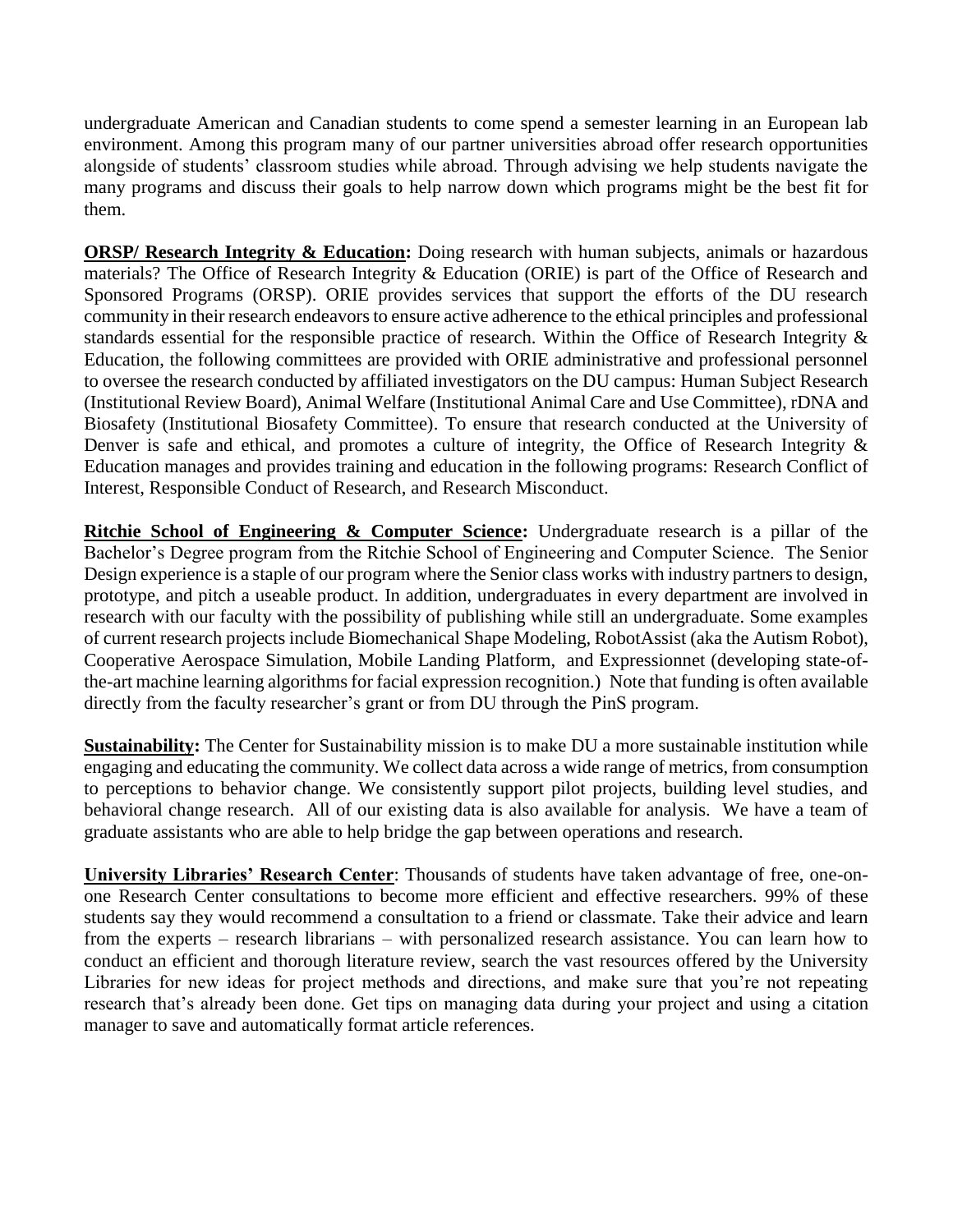undergraduate American and Canadian students to come spend a semester learning in an European lab environment. Among this program many of our partner universities abroad offer research opportunities alongside of students' classroom studies while abroad. Through advising we help students navigate the many programs and discuss their goals to help narrow down which programs might be the best fit for them.

**ORSP/ Research Integrity & Education:** Doing research with human subjects, animals or hazardous materials? The Office of Research Integrity & Education (ORIE) is part of the Office of Research and Sponsored Programs (ORSP). ORIE provides services that support the efforts of the DU research community in their research endeavors to ensure active adherence to the ethical principles and professional standards essential for the responsible practice of research. Within the Office of Research Integrity & Education, the following committees are provided with ORIE administrative and professional personnel to oversee the research conducted by affiliated investigators on the DU campus: Human Subject Research (Institutional Review Board), Animal Welfare (Institutional Animal Care and Use Committee), rDNA and Biosafety (Institutional Biosafety Committee). To ensure that research conducted at the University of Denver is safe and ethical, and promotes a culture of integrity, the Office of Research Integrity & Education manages and provides training and education in the following programs: Research Conflict of Interest, Responsible Conduct of Research, and Research Misconduct.

**Ritchie School of Engineering & Computer Science:** Undergraduate research is a pillar of the Bachelor's Degree program from the Ritchie School of Engineering and Computer Science. The Senior Design experience is a staple of our program where the Senior class works with industry partners to design, prototype, and pitch a useable product. In addition, undergraduates in every department are involved in research with our faculty with the possibility of publishing while still an undergraduate. Some examples of current research projects include Biomechanical Shape Modeling, RobotAssist (aka the Autism Robot), Cooperative Aerospace Simulation, Mobile Landing Platform, and Expressionnet (developing state-of-the-art machine learning algorithms for facial expression recognition.) Note that funding is often available directly from the faculty researcher's grant or from DU through the PinS program.

**Sustainability:** The Center for Sustainability mission is to make DU a more sustainable institution while engaging and educating the community. We collect data across a wide range of metrics, from consumption to perceptions to behavior change. We consistently support pilot projects, building level studies, and behavioral change research. All of our existing data is also available for analysis. We have a team of graduate assistants who are able to help bridge the gap between operations and research.

**University Libraries' Research Center**: Thousands of students have taken advantage of free, one-on-one Research Center consultations to become more efficient and effective researchers. 99% of these students say they would recommend a consultation to a friend or classmate. Take their advice and learn from the experts – research librarians – with personalized research assistance. You can learn how to conduct an efficient and thorough literature review, search the vast resources offered by the University Libraries for new ideas for project methods and directions, and make sure that you're not repeating research that's already been done. Get tips on managing data during your project and using a citation manager to save and automatically format article references.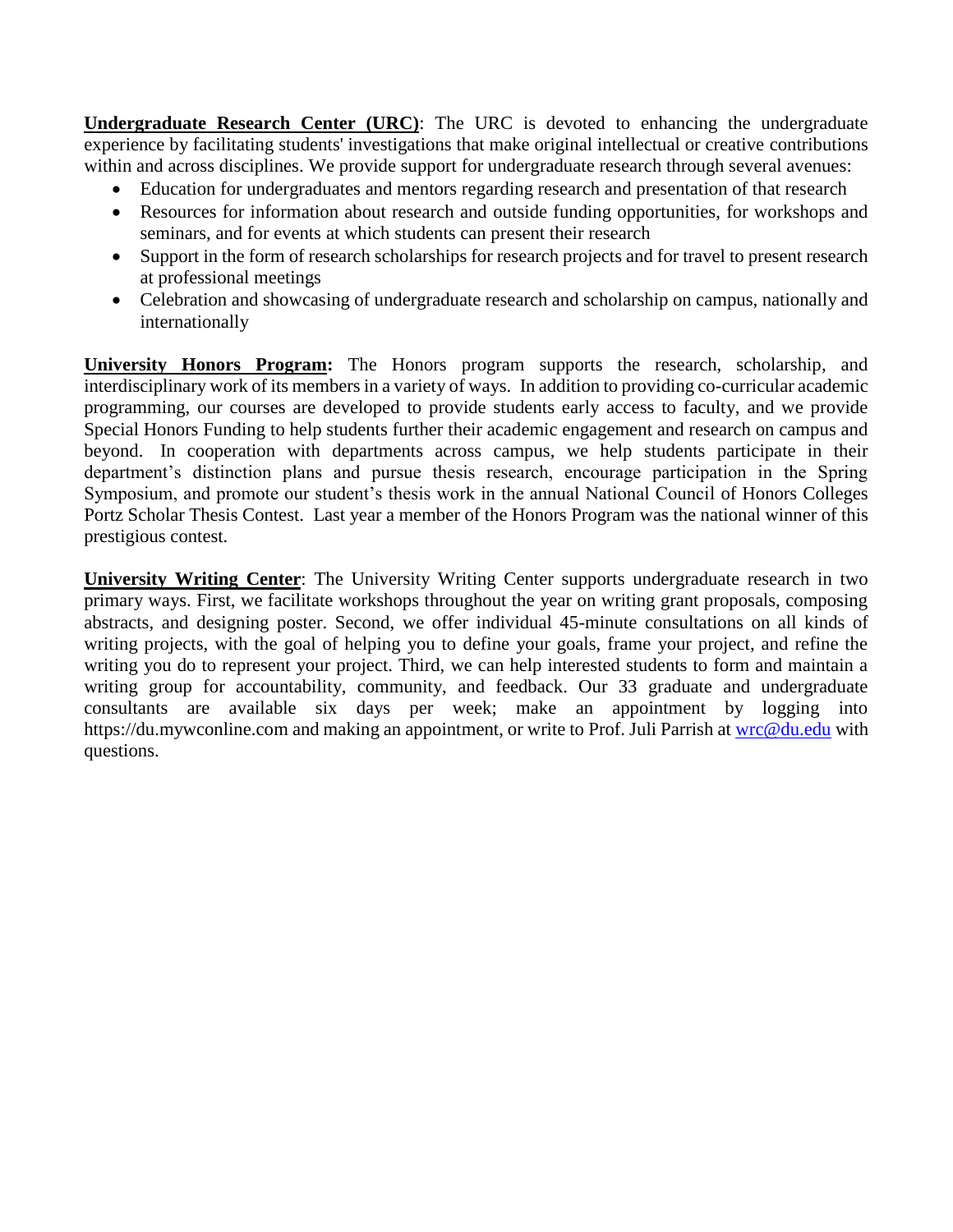**<u>Undergraduate Research Center (URC)</u>**: The URC is devoted to enhancing the undergraduate experience by facilitating students' investigations that make original intellectual or creative contributions within and across disciplines. We provide support for undergraduate research through several avenues:

- Education for undergraduates and mentors regarding research and presentation of that research
- Resources for information about research and outside funding opportunities, for workshops and seminars, and for events at which students can present their research
- Support in the form of research scholarships for research projects and for travel to present research at professional meetings
- Celebration and showcasing of undergraduate research and scholarship on campus, nationally and internationally

**<u>University Honors Program</u>:** The Honors program supports the research, scholarship, and interdisciplinary work of its members in a variety of ways. In addition to providing co-curricular academic programming, our courses are developed to provide students early access to faculty, and we provide Special Honors Funding to help students further their academic engagement and research on campus and beyond. In cooperation with departments across campus, we help students participate in their department's distinction plans and pursue thesis research, encourage participation in the Spring Symposium, and promote our student's thesis work in the annual National Council of Honors Colleges Portz Scholar Thesis Contest. Last year a member of the Honors Program was the national winner of this prestigious contest.

**<u>University Writing Center</u>**: The University Writing Center supports undergraduate research in two primary ways. First, we facilitate workshops throughout the year on writing grant proposals, composing abstracts, and designing poster. Second, we offer individual 45-minute consultations on all kinds of writing projects, with the goal of helping you to define your goals, frame your project, and refine the writing you do to represent your project. Third, we can help interested students to form and maintain a writing group for accountability, community, and feedback. Our 33 graduate and undergraduate consultants are available six days per week; make an appointment by logging into https://du.mywconline.com and making an appointment, or write to Prof. Juli Parrish at wrc@du.edu with questions.